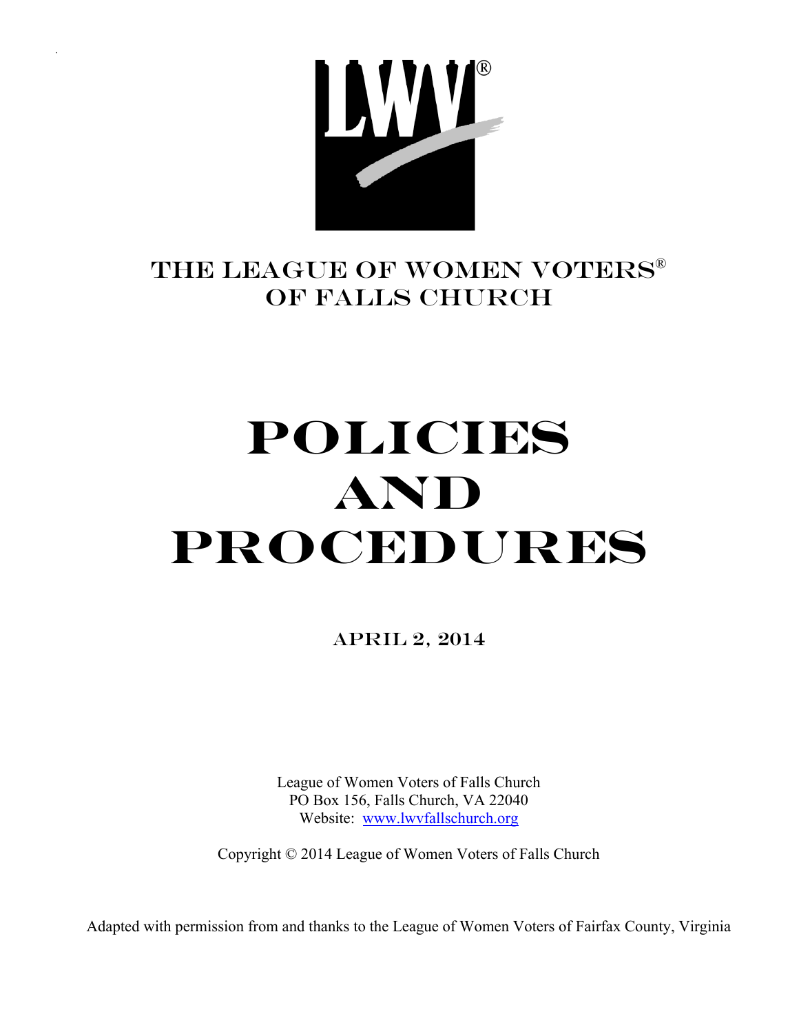# THE LEAGUE OF WOMEN VOTERS®
# OF FALLS CHURCH

# POLICIES AND PROCEDURES

## APRIL 2, 2014

League of Women Voters of Falls Church
PO Box 156, Falls Church, VA 22040
Website: [www.lwvfallschurch.org](http://www.lwvfallschurch.org)

Copyright © 2014 League of Women Voters of Falls Church

Adapted with permission from and thanks to the League of Women Voters of Fairfax County, Virginia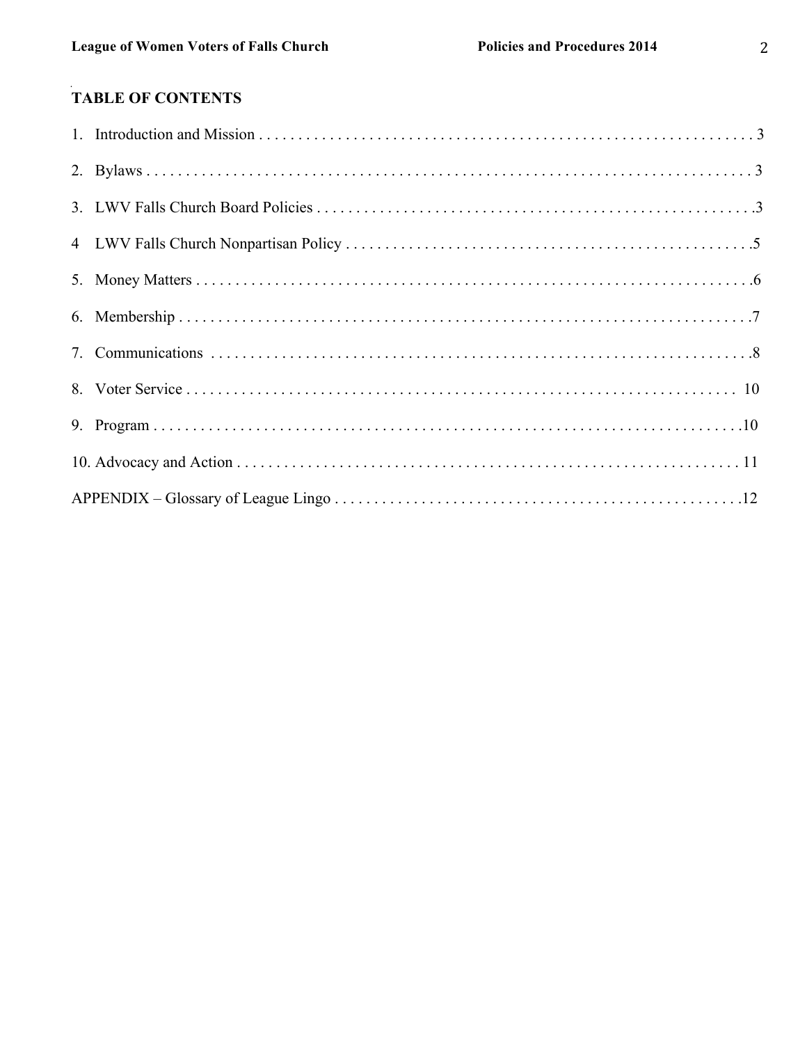## TABLE OF CONTENTS

1. Introduction and Mission . . . . . . . . . . . . . . . . . . . . . . . . . . . . . . . . . . . . . . . . . . . . . . . . . . . . . . . . . . . . . . 3
2. Bylaws . . . . . . . . . . . . . . . . . . . . . . . . . . . . . . . . . . . . . . . . . . . . . . . . . . . . . . . . . . . . . . . . . . . . . . . . . . . 3
3. LWV Falls Church Board Policies . . . . . . . . . . . . . . . . . . . . . . . . . . . . . . . . . . . . . . . . . . . . . . . . . . . . . . . .3
4 LWV Falls Church Nonpartisan Policy . . . . . . . . . . . . . . . . . . . . . . . . . . . . . . . . . . . . . . . . . . . . . . . . . . . .5
5. Money Matters . . . . . . . . . . . . . . . . . . . . . . . . . . . . . . . . . . . . . . . . . . . . . . . . . . . . . . . . . . . . . . . . . . . . . .6
6. Membership . . . . . . . . . . . . . . . . . . . . . . . . . . . . . . . . . . . . . . . . . . . . . . . . . . . . . . . . . . . . . . . . . . . . . . . .7
7. Communications . . . . . . . . . . . . . . . . . . . . . . . . . . . . . . . . . . . . . . . . . . . . . . . . . . . . . . . . . . . . . . . . . . . .8
8. Voter Service . . . . . . . . . . . . . . . . . . . . . . . . . . . . . . . . . . . . . . . . . . . . . . . . . . . . . . . . . . . . . . . . . . . . . . 10
9. Program . . . . . . . . . . . . . . . . . . . . . . . . . . . . . . . . . . . . . . . . . . . . . . . . . . . . . . . . . . . . . . . . . . . . . . . . . . .10
10. Advocacy and Action . . . . . . . . . . . . . . . . . . . . . . . . . . . . . . . . . . . . . . . . . . . . . . . . . . . . . . . . . . . . . . . . 11

APPENDIX – Glossary of League Lingo . . . . . . . . . . . . . . . . . . . . . . . . . . . . . . . . . . . . . . . . . . . . . . . . . . . .12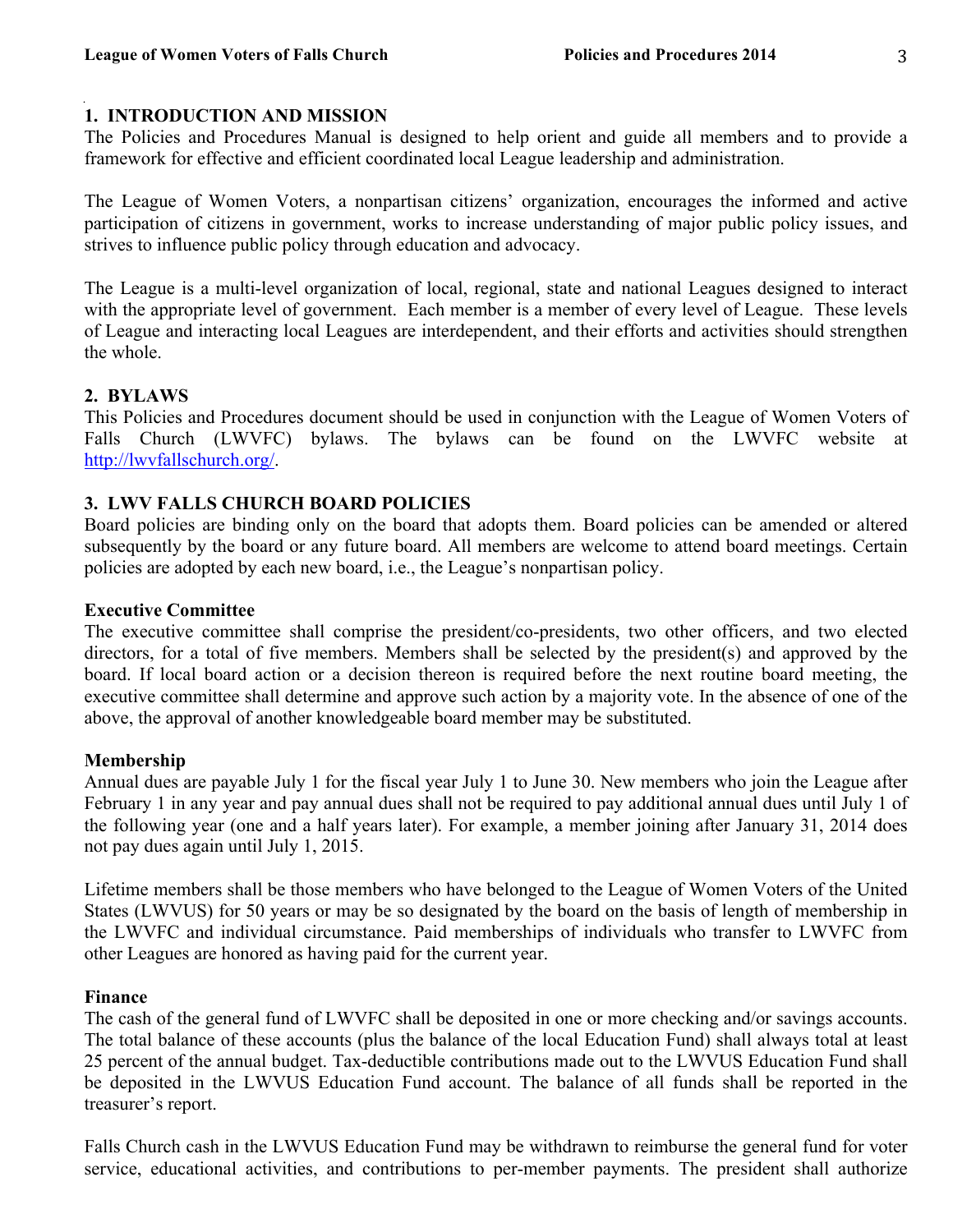## 1. INTRODUCTION AND MISSION

The Policies and Procedures Manual is designed to help orient and guide all members and to provide a framework for effective and efficient coordinated local League leadership and administration.

The League of Women Voters, a nonpartisan citizens' organization, encourages the informed and active participation of citizens in government, works to increase understanding of major public policy issues, and strives to influence public policy through education and advocacy.

The League is a multi-level organization of local, regional, state and national Leagues designed to interact with the appropriate level of government. Each member is a member of every level of League. These levels of League and interacting local Leagues are interdependent, and their efforts and activities should strengthen the whole.

## 2. BYLAWS

This Policies and Procedures document should be used in conjunction with the League of Women Voters of Falls Church (LWVFC) bylaws. The bylaws can be found on the LWVFC website at http://lwvfallschurch.org/.

## 3. LWV FALLS CHURCH BOARD POLICIES

Board policies are binding only on the board that adopts them. Board policies can be amended or altered subsequently by the board or any future board. All members are welcome to attend board meetings. Certain policies are adopted by each new board, i.e., the League's nonpartisan policy.

### Executive Committee

The executive committee shall comprise the president/co-presidents, two other officers, and two elected directors, for a total of five members. Members shall be selected by the president(s) and approved by the board. If local board action or a decision thereon is required before the next routine board meeting, the executive committee shall determine and approve such action by a majority vote. In the absence of one of the above, the approval of another knowledgeable board member may be substituted.

### Membership

Annual dues are payable July 1 for the fiscal year July 1 to June 30. New members who join the League after February 1 in any year and pay annual dues shall not be required to pay additional annual dues until July 1 of the following year (one and a half years later). For example, a member joining after January 31, 2014 does not pay dues again until July 1, 2015.

Lifetime members shall be those members who have belonged to the League of Women Voters of the United States (LWVUS) for 50 years or may be so designated by the board on the basis of length of membership in the LWVFC and individual circumstance. Paid memberships of individuals who transfer to LWVFC from other Leagues are honored as having paid for the current year.

### Finance

The cash of the general fund of LWVFC shall be deposited in one or more checking and/or savings accounts. The total balance of these accounts (plus the balance of the local Education Fund) shall always total at least 25 percent of the annual budget. Tax-deductible contributions made out to the LWVUS Education Fund shall be deposited in the LWVUS Education Fund account. The balance of all funds shall be reported in the treasurer's report.

Falls Church cash in the LWVUS Education Fund may be withdrawn to reimburse the general fund for voter service, educational activities, and contributions to per-member payments. The president shall authorize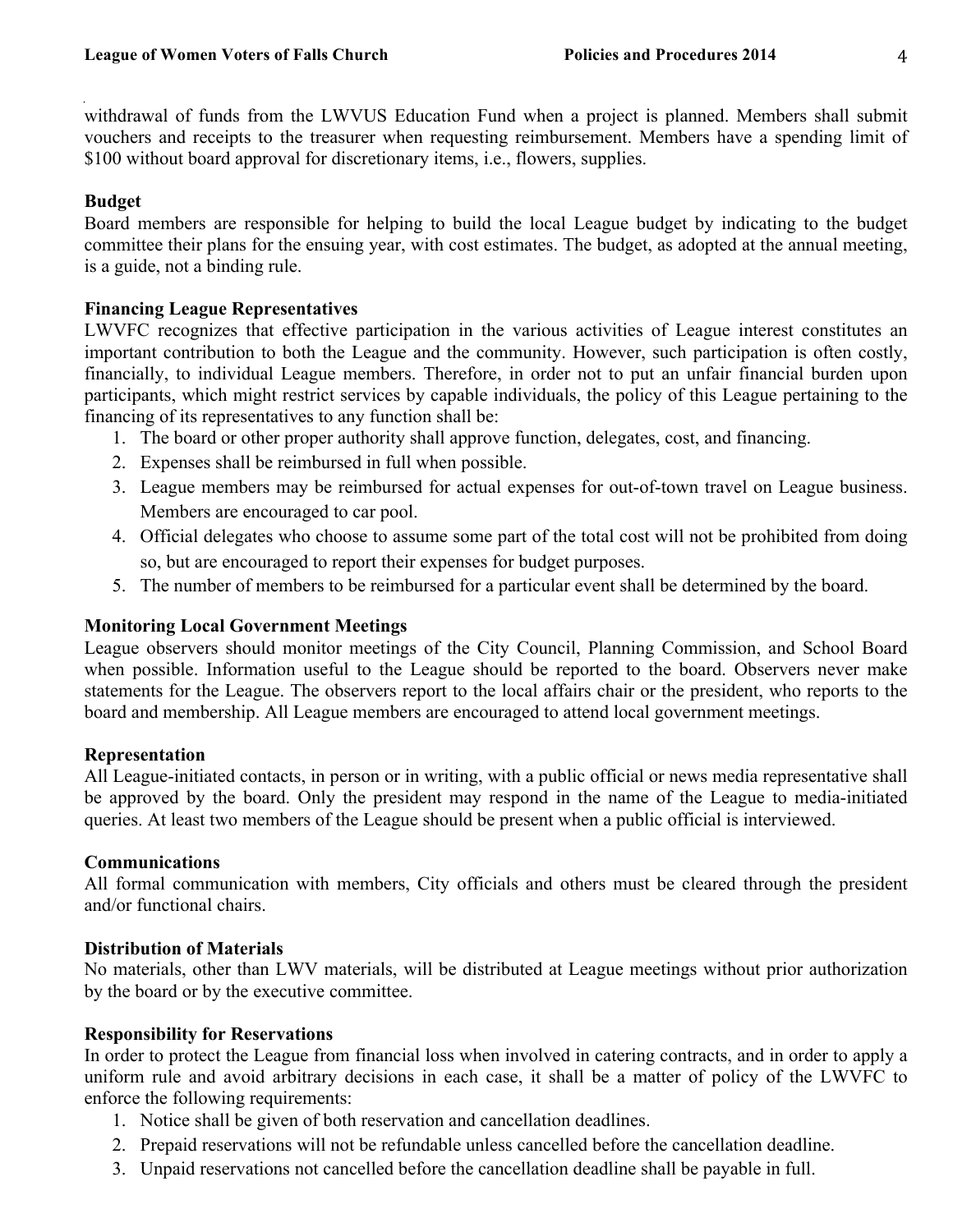withdrawal of funds from the LWVUS Education Fund when a project is planned. Members shall submit vouchers and receipts to the treasurer when requesting reimbursement. Members have a spending limit of $100 without board approval for discretionary items, i.e., flowers, supplies.

**Budget**

Board members are responsible for helping to build the local League budget by indicating to the budget committee their plans for the ensuing year, with cost estimates. The budget, as adopted at the annual meeting, is a guide, not a binding rule.

**Financing League Representatives**

LWVFC recognizes that effective participation in the various activities of League interest constitutes an important contribution to both the League and the community. However, such participation is often costly, financially, to individual League members. Therefore, in order not to put an unfair financial burden upon participants, which might restrict services by capable individuals, the policy of this League pertaining to the financing of its representatives to any function shall be:

1. The board or other proper authority shall approve function, delegates, cost, and financing.
2. Expenses shall be reimbursed in full when possible.
3. League members may be reimbursed for actual expenses for out-of-town travel on League business. Members are encouraged to car pool.
4. Official delegates who choose to assume some part of the total cost will not be prohibited from doing so, but are encouraged to report their expenses for budget purposes.
5. The number of members to be reimbursed for a particular event shall be determined by the board.

**Monitoring Local Government Meetings**

League observers should monitor meetings of the City Council, Planning Commission, and School Board when possible. Information useful to the League should be reported to the board. Observers never make statements for the League. The observers report to the local affairs chair or the president, who reports to the board and membership. All League members are encouraged to attend local government meetings.

**Representation**

All League-initiated contacts, in person or in writing, with a public official or news media representative shall be approved by the board. Only the president may respond in the name of the League to media-initiated queries. At least two members of the League should be present when a public official is interviewed.

**Communications**

All formal communication with members, City officials and others must be cleared through the president and/or functional chairs.

**Distribution of Materials**

No materials, other than LWV materials, will be distributed at League meetings without prior authorization by the board or by the executive committee.

**Responsibility for Reservations**

In order to protect the League from financial loss when involved in catering contracts, and in order to apply a uniform rule and avoid arbitrary decisions in each case, it shall be a matter of policy of the LWVFC to enforce the following requirements:

1. Notice shall be given of both reservation and cancellation deadlines.
2. Prepaid reservations will not be refundable unless cancelled before the cancellation deadline.
3. Unpaid reservations not cancelled before the cancellation deadline shall be payable in full.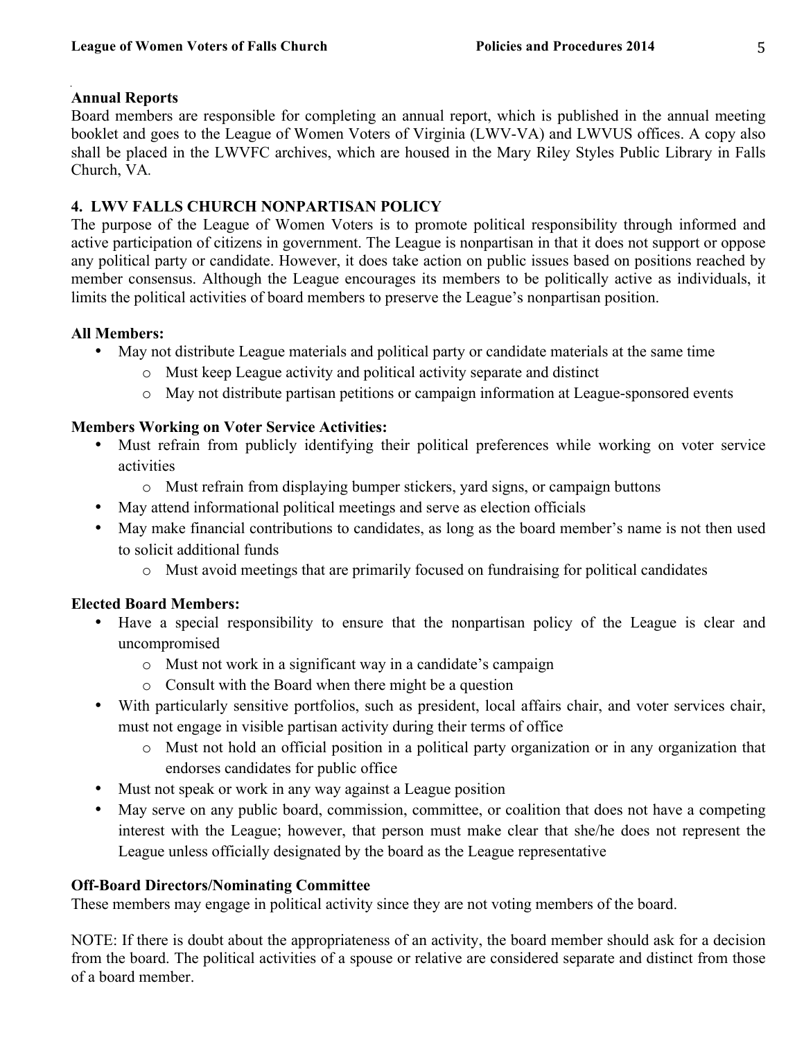**Annual Reports**

Board members are responsible for completing an annual report, which is published in the annual meeting booklet and goes to the League of Women Voters of Virginia (LWV-VA) and LWVUS offices. A copy also shall be placed in the LWVFC archives, which are housed in the Mary Riley Styles Public Library in Falls Church, VA.

## 4. LWV FALLS CHURCH NONPARTISAN POLICY

The purpose of the League of Women Voters is to promote political responsibility through informed and active participation of citizens in government. The League is nonpartisan in that it does not support or oppose any political party or candidate. However, it does take action on public issues based on positions reached by member consensus. Although the League encourages its members to be politically active as individuals, it limits the political activities of board members to preserve the League's nonpartisan position.

**All Members:**

- May not distribute League materials and political party or candidate materials at the same time
  - Must keep League activity and political activity separate and distinct
  - May not distribute partisan petitions or campaign information at League-sponsored events

**Members Working on Voter Service Activities:**

- Must refrain from publicly identifying their political preferences while working on voter service activities
  - Must refrain from displaying bumper stickers, yard signs, or campaign buttons
- May attend informational political meetings and serve as election officials
- May make financial contributions to candidates, as long as the board member's name is not then used to solicit additional funds
  - Must avoid meetings that are primarily focused on fundraising for political candidates

**Elected Board Members:**

- Have a special responsibility to ensure that the nonpartisan policy of the League is clear and uncompromised
  - Must not work in a significant way in a candidate's campaign
  - Consult with the Board when there might be a question
- With particularly sensitive portfolios, such as president, local affairs chair, and voter services chair, must not engage in visible partisan activity during their terms of office
  - Must not hold an official position in a political party organization or in any organization that endorses candidates for public office
- Must not speak or work in any way against a League position
- May serve on any public board, commission, committee, or coalition that does not have a competing interest with the League; however, that person must make clear that she/he does not represent the League unless officially designated by the board as the League representative

**Off-Board Directors/Nominating Committee**

These members may engage in political activity since they are not voting members of the board.

NOTE: If there is doubt about the appropriateness of an activity, the board member should ask for a decision from the board. The political activities of a spouse or relative are considered separate and distinct from those of a board member.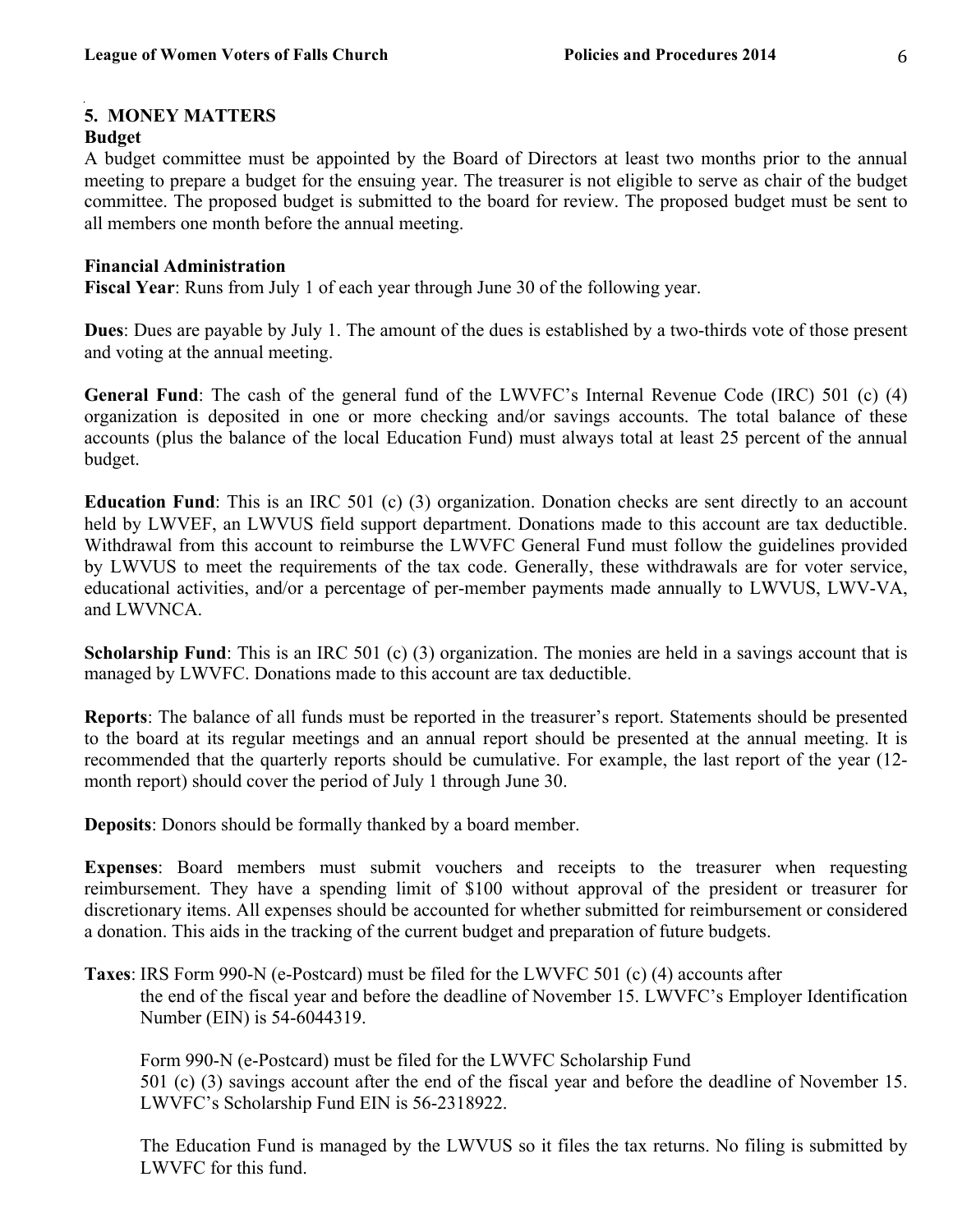## 5. MONEY MATTERS

### Budget

A budget committee must be appointed by the Board of Directors at least two months prior to the annual meeting to prepare a budget for the ensuing year. The treasurer is not eligible to serve as chair of the budget committee. The proposed budget is submitted to the board for review. The proposed budget must be sent to all members one month before the annual meeting.

### Financial Administration

**Fiscal Year**: Runs from July 1 of each year through June 30 of the following year.

**Dues**: Dues are payable by July 1. The amount of the dues is established by a two-thirds vote of those present and voting at the annual meeting.

**General Fund**: The cash of the general fund of the LWVFC's Internal Revenue Code (IRC) 501 (c) (4) organization is deposited in one or more checking and/or savings accounts. The total balance of these accounts (plus the balance of the local Education Fund) must always total at least 25 percent of the annual budget.

**Education Fund**: This is an IRC 501 (c) (3) organization. Donation checks are sent directly to an account held by LWVEF, an LWVUS field support department. Donations made to this account are tax deductible. Withdrawal from this account to reimburse the LWVFC General Fund must follow the guidelines provided by LWVUS to meet the requirements of the tax code. Generally, these withdrawals are for voter service, educational activities, and/or a percentage of per-member payments made annually to LWVUS, LWV-VA, and LWVNCA.

**Scholarship Fund**: This is an IRC 501 (c) (3) organization. The monies are held in a savings account that is managed by LWVFC. Donations made to this account are tax deductible.

**Reports**: The balance of all funds must be reported in the treasurer's report. Statements should be presented to the board at its regular meetings and an annual report should be presented at the annual meeting. It is recommended that the quarterly reports should be cumulative. For example, the last report of the year (12-month report) should cover the period of July 1 through June 30.

**Deposits**: Donors should be formally thanked by a board member.

**Expenses**: Board members must submit vouchers and receipts to the treasurer when requesting reimbursement. They have a spending limit of $100 without approval of the president or treasurer for discretionary items. All expenses should be accounted for whether submitted for reimbursement or considered a donation. This aids in the tracking of the current budget and preparation of future budgets.

**Taxes**: IRS Form 990-N (e-Postcard) must be filed for the LWVFC 501 (c) (4) accounts after the end of the fiscal year and before the deadline of November 15. LWVFC's Employer Identification Number (EIN) is 54-6044319.

Form 990-N (e-Postcard) must be filed for the LWVFC Scholarship Fund 501 (c) (3) savings account after the end of the fiscal year and before the deadline of November 15. LWVFC's Scholarship Fund EIN is 56-2318922.

The Education Fund is managed by the LWVUS so it files the tax returns. No filing is submitted by LWVFC for this fund.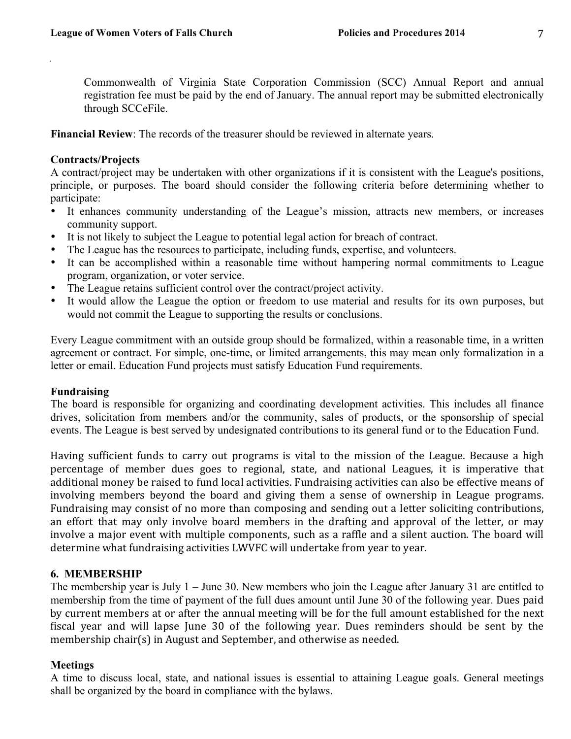Commonwealth of Virginia State Corporation Commission (SCC) Annual Report and annual registration fee must be paid by the end of January. The annual report may be submitted electronically through SCCeFile.

**Financial Review**: The records of the treasurer should be reviewed in alternate years.

**Contracts/Projects**

A contract/project may be undertaken with other organizations if it is consistent with the League's positions, principle, or purposes. The board should consider the following criteria before determining whether to participate:

- It enhances community understanding of the League's mission, attracts new members, or increases community support.
- It is not likely to subject the League to potential legal action for breach of contract.
- The League has the resources to participate, including funds, expertise, and volunteers.
- It can be accomplished within a reasonable time without hampering normal commitments to League program, organization, or voter service.
- The League retains sufficient control over the contract/project activity.
- It would allow the League the option or freedom to use material and results for its own purposes, but would not commit the League to supporting the results or conclusions.

Every League commitment with an outside group should be formalized, within a reasonable time, in a written agreement or contract. For simple, one-time, or limited arrangements, this may mean only formalization in a letter or email. Education Fund projects must satisfy Education Fund requirements.

**Fundraising**

The board is responsible for organizing and coordinating development activities. This includes all finance drives, solicitation from members and/or the community, sales of products, or the sponsorship of special events. The League is best served by undesignated contributions to its general fund or to the Education Fund.

Having sufficient funds to carry out programs is vital to the mission of the League. Because a high percentage of member dues goes to regional, state, and national Leagues, it is imperative that additional money be raised to fund local activities. Fundraising activities can also be effective means of involving members beyond the board and giving them a sense of ownership in League programs. Fundraising may consist of no more than composing and sending out a letter soliciting contributions, an effort that may only involve board members in the drafting and approval of the letter, or may involve a major event with multiple components, such as a raffle and a silent auction. The board will determine what fundraising activities LWVFC will undertake from year to year.

## 6. MEMBERSHIP

The membership year is July 1 – June 30. New members who join the League after January 31 are entitled to membership from the time of payment of the full dues amount until June 30 of the following year. Dues paid by current members at or after the annual meeting will be for the full amount established for the next fiscal year and will lapse June 30 of the following year. Dues reminders should be sent by the membership chair(s) in August and September, and otherwise as needed.

**Meetings**

A time to discuss local, state, and national issues is essential to attaining League goals. General meetings shall be organized by the board in compliance with the bylaws.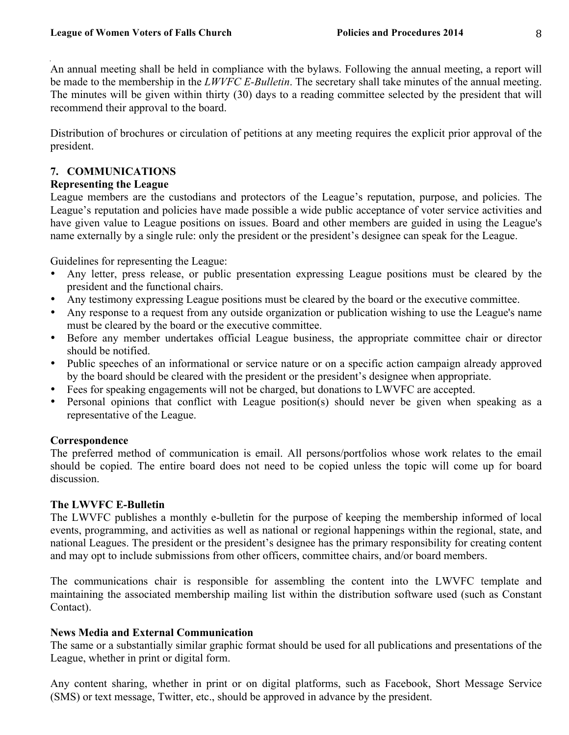An annual meeting shall be held in compliance with the bylaws. Following the annual meeting, a report will be made to the membership in the *LWVFC E-Bulletin*. The secretary shall take minutes of the annual meeting. The minutes will be given within thirty (30) days to a reading committee selected by the president that will recommend their approval to the board.

Distribution of brochures or circulation of petitions at any meeting requires the explicit prior approval of the president.

## 7. COMMUNICATIONS

### Representing the League

League members are the custodians and protectors of the League's reputation, purpose, and policies. The League's reputation and policies have made possible a wide public acceptance of voter service activities and have given value to League positions on issues. Board and other members are guided in using the League's name externally by a single rule: only the president or the president's designee can speak for the League.

Guidelines for representing the League:

- Any letter, press release, or public presentation expressing League positions must be cleared by the president and the functional chairs.
- Any testimony expressing League positions must be cleared by the board or the executive committee.
- Any response to a request from any outside organization or publication wishing to use the League's name must be cleared by the board or the executive committee.
- Before any member undertakes official League business, the appropriate committee chair or director should be notified.
- Public speeches of an informational or service nature or on a specific action campaign already approved by the board should be cleared with the president or the president's designee when appropriate.
- Fees for speaking engagements will not be charged, but donations to LWVFC are accepted.
- Personal opinions that conflict with League position(s) should never be given when speaking as a representative of the League.

### Correspondence

The preferred method of communication is email. All persons/portfolios whose work relates to the email should be copied. The entire board does not need to be copied unless the topic will come up for board discussion.

### The LWVFC E-Bulletin

The LWVFC publishes a monthly e-bulletin for the purpose of keeping the membership informed of local events, programming, and activities as well as national or regional happenings within the regional, state, and national Leagues. The president or the president's designee has the primary responsibility for creating content and may opt to include submissions from other officers, committee chairs, and/or board members.

The communications chair is responsible for assembling the content into the LWVFC template and maintaining the associated membership mailing list within the distribution software used (such as Constant Contact).

### News Media and External Communication

The same or a substantially similar graphic format should be used for all publications and presentations of the League, whether in print or digital form.

Any content sharing, whether in print or on digital platforms, such as Facebook, Short Message Service (SMS) or text message, Twitter, etc., should be approved in advance by the president.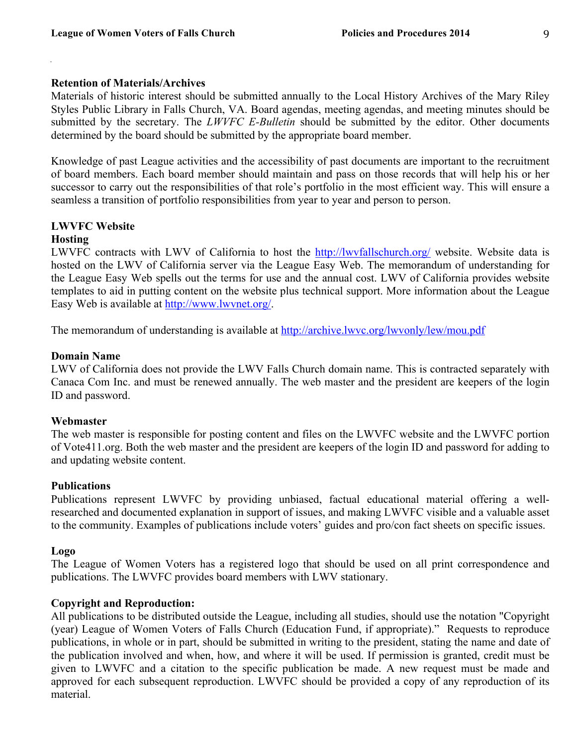### Retention of Materials/Archives

Materials of historic interest should be submitted annually to the Local History Archives of the Mary Riley Styles Public Library in Falls Church, VA. Board agendas, meeting agendas, and meeting minutes should be submitted by the secretary. The *LWVFC E-Bulletin* should be submitted by the editor. Other documents determined by the board should be submitted by the appropriate board member.

Knowledge of past League activities and the accessibility of past documents are important to the recruitment of board members. Each board member should maintain and pass on those records that will help his or her successor to carry out the responsibilities of that role's portfolio in the most efficient way. This will ensure a seamless a transition of portfolio responsibilities from year to year and person to person.

### LWVFC Website

#### Hosting

LWVFC contracts with LWV of California to host the http://lwvfallschurch.org/ website. Website data is hosted on the LWV of California server via the League Easy Web. The memorandum of understanding for the League Easy Web spells out the terms for use and the annual cost. LWV of California provides website templates to aid in putting content on the website plus technical support. More information about the League Easy Web is available at http://www.lwvnet.org/.

The memorandum of understanding is available at http://archive.lwvc.org/lwvonly/lew/mou.pdf

#### Domain Name

LWV of California does not provide the LWV Falls Church domain name. This is contracted separately with Canaca Com Inc. and must be renewed annually. The web master and the president are keepers of the login ID and password.

#### Webmaster

The web master is responsible for posting content and files on the LWVFC website and the LWVFC portion of Vote411.org. Both the web master and the president are keepers of the login ID and password for adding to and updating website content.

### Publications

Publications represent LWVFC by providing unbiased, factual educational material offering a well-researched and documented explanation in support of issues, and making LWVFC visible and a valuable asset to the community. Examples of publications include voters' guides and pro/con fact sheets on specific issues.

#### Logo

The League of Women Voters has a registered logo that should be used on all print correspondence and publications. The LWVFC provides board members with LWV stationary.

#### Copyright and Reproduction:

All publications to be distributed outside the League, including all studies, should use the notation "Copyright (year) League of Women Voters of Falls Church (Education Fund, if appropriate)." Requests to reproduce publications, in whole or in part, should be submitted in writing to the president, stating the name and date of the publication involved and when, how, and where it will be used. If permission is granted, credit must be given to LWVFC and a citation to the specific publication be made. A new request must be made and approved for each subsequent reproduction. LWVFC should be provided a copy of any reproduction of its material.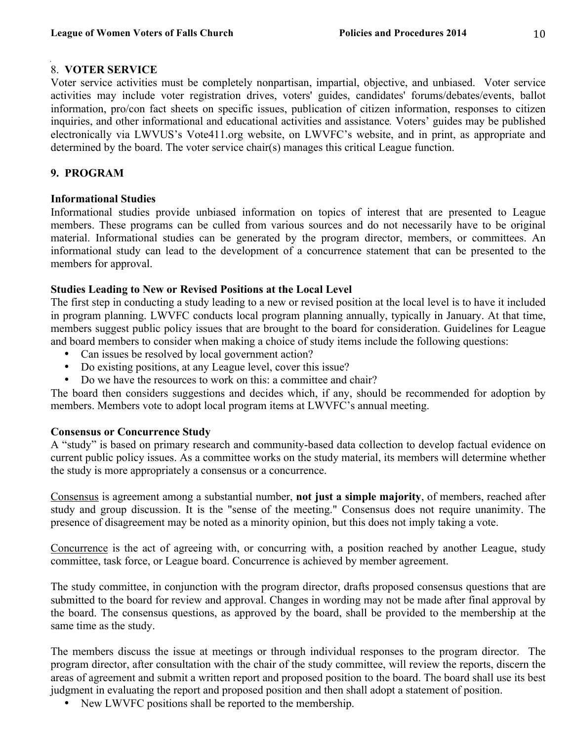## 8. VOTER SERVICE

Voter service activities must be completely nonpartisan, impartial, objective, and unbiased. Voter service activities may include voter registration drives, voters' guides, candidates' forums/debates/events, ballot information, pro/con fact sheets on specific issues, publication of citizen information, responses to citizen inquiries, and other informational and educational activities and assistance. Voters' guides may be published electronically via LWVUS's Vote411.org website, on LWVFC's website, and in print, as appropriate and determined by the board. The voter service chair(s) manages this critical League function.

## 9. PROGRAM

### Informational Studies

Informational studies provide unbiased information on topics of interest that are presented to League members. These programs can be culled from various sources and do not necessarily have to be original material. Informational studies can be generated by the program director, members, or committees. An informational study can lead to the development of a concurrence statement that can be presented to the members for approval.

### Studies Leading to New or Revised Positions at the Local Level

The first step in conducting a study leading to a new or revised position at the local level is to have it included in program planning. LWVFC conducts local program planning annually, typically in January. At that time, members suggest public policy issues that are brought to the board for consideration. Guidelines for League and board members to consider when making a choice of study items include the following questions:

- Can issues be resolved by local government action?
- Do existing positions, at any League level, cover this issue?
- Do we have the resources to work on this: a committee and chair?

The board then considers suggestions and decides which, if any, should be recommended for adoption by members. Members vote to adopt local program items at LWVFC's annual meeting.

### Consensus or Concurrence Study

A "study" is based on primary research and community-based data collection to develop factual evidence on current public policy issues. As a committee works on the study material, its members will determine whether the study is more appropriately a consensus or a concurrence.

Consensus is agreement among a substantial number, **not just a simple majority**, of members, reached after study and group discussion. It is the "sense of the meeting." Consensus does not require unanimity. The presence of disagreement may be noted as a minority opinion, but this does not imply taking a vote.

Concurrence is the act of agreeing with, or concurring with, a position reached by another League, study committee, task force, or League board. Concurrence is achieved by member agreement.

The study committee, in conjunction with the program director, drafts proposed consensus questions that are submitted to the board for review and approval. Changes in wording may not be made after final approval by the board. The consensus questions, as approved by the board, shall be provided to the membership at the same time as the study.

The members discuss the issue at meetings or through individual responses to the program director. The program director, after consultation with the chair of the study committee, will review the reports, discern the areas of agreement and submit a written report and proposed position to the board. The board shall use its best judgment in evaluating the report and proposed position and then shall adopt a statement of position.

- New LWVFC positions shall be reported to the membership.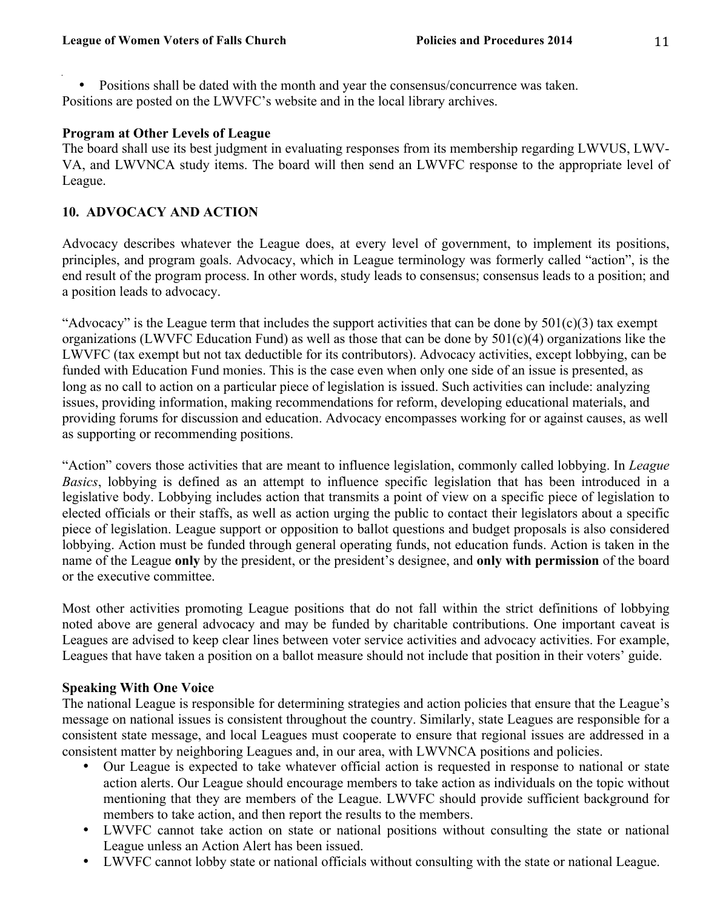- Positions shall be dated with the month and year the consensus/concurrence was taken.

Positions are posted on the LWVFC's website and in the local library archives.

**Program at Other Levels of League**

The board shall use its best judgment in evaluating responses from its membership regarding LWVUS, LWV-VA, and LWVNCA study items. The board will then send an LWVFC response to the appropriate level of League.

## 10. ADVOCACY AND ACTION

Advocacy describes whatever the League does, at every level of government, to implement its positions, principles, and program goals. Advocacy, which in League terminology was formerly called "action", is the end result of the program process. In other words, study leads to consensus; consensus leads to a position; and a position leads to advocacy.

"Advocacy" is the League term that includes the support activities that can be done by 501(c)(3) tax exempt organizations (LWVFC Education Fund) as well as those that can be done by 501(c)(4) organizations like the LWVFC (tax exempt but not tax deductible for its contributors). Advocacy activities, except lobbying, can be funded with Education Fund monies. This is the case even when only one side of an issue is presented, as long as no call to action on a particular piece of legislation is issued. Such activities can include: analyzing issues, providing information, making recommendations for reform, developing educational materials, and providing forums for discussion and education. Advocacy encompasses working for or against causes, as well as supporting or recommending positions.

"Action" covers those activities that are meant to influence legislation, commonly called lobbying. In *League Basics*, lobbying is defined as an attempt to influence specific legislation that has been introduced in a legislative body. Lobbying includes action that transmits a point of view on a specific piece of legislation to elected officials or their staffs, as well as action urging the public to contact their legislators about a specific piece of legislation. League support or opposition to ballot questions and budget proposals is also considered lobbying. Action must be funded through general operating funds, not education funds. Action is taken in the name of the League **only** by the president, or the president's designee, and **only with permission** of the board or the executive committee.

Most other activities promoting League positions that do not fall within the strict definitions of lobbying noted above are general advocacy and may be funded by charitable contributions. One important caveat is Leagues are advised to keep clear lines between voter service activities and advocacy activities. For example, Leagues that have taken a position on a ballot measure should not include that position in their voters' guide.

**Speaking With One Voice**

The national League is responsible for determining strategies and action policies that ensure that the League's message on national issues is consistent throughout the country. Similarly, state Leagues are responsible for a consistent state message, and local Leagues must cooperate to ensure that regional issues are addressed in a consistent matter by neighboring Leagues and, in our area, with LWVNCA positions and policies.

- Our League is expected to take whatever official action is requested in response to national or state action alerts. Our League should encourage members to take action as individuals on the topic without mentioning that they are members of the League. LWVFC should provide sufficient background for members to take action, and then report the results to the members.
- LWVFC cannot take action on state or national positions without consulting the state or national League unless an Action Alert has been issued.
- LWVFC cannot lobby state or national officials without consulting with the state or national League.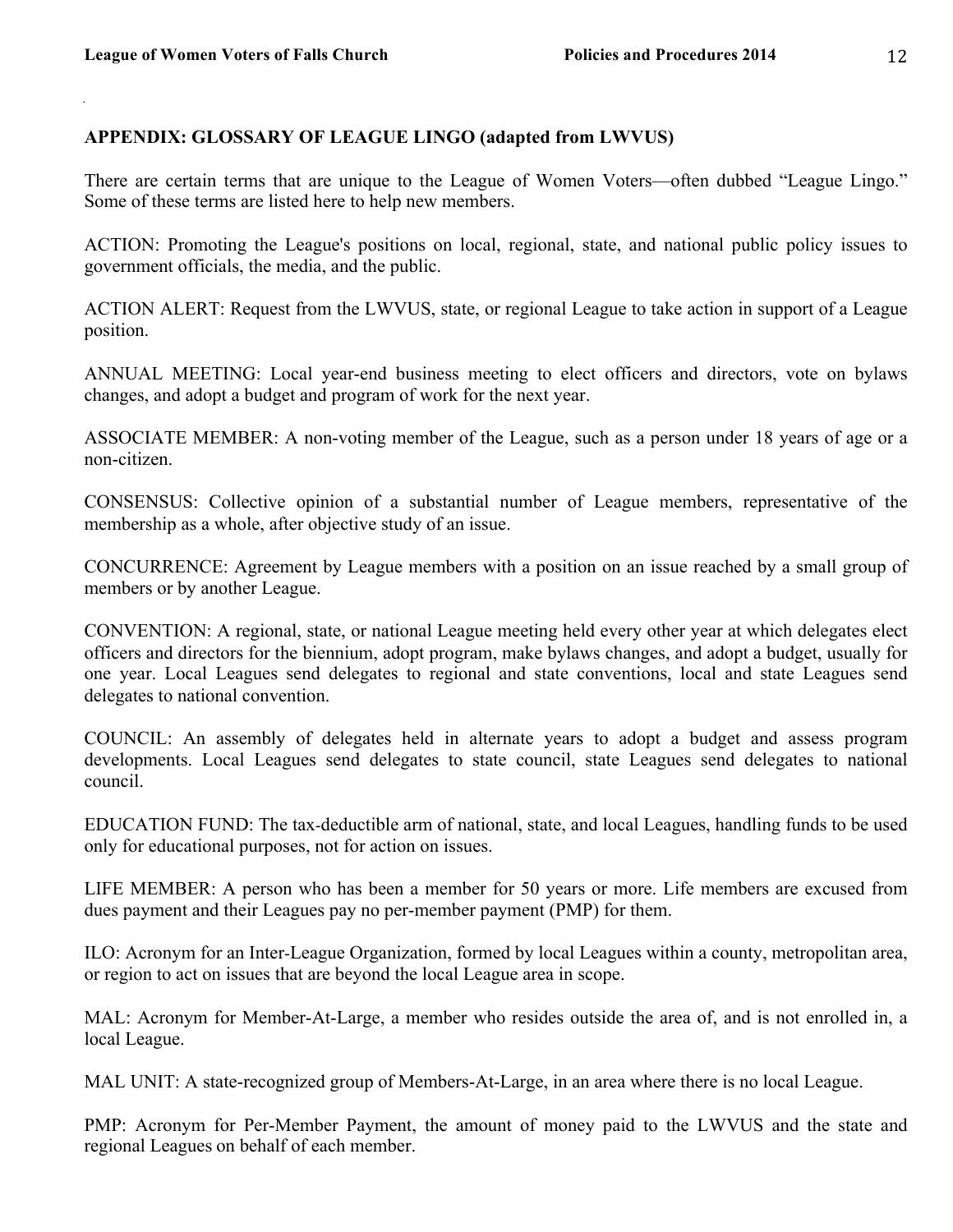**APPENDIX: GLOSSARY OF LEAGUE LINGO (adapted from LWVUS)**

There are certain terms that are unique to the League of Women Voters—often dubbed "League Lingo." Some of these terms are listed here to help new members.

ACTION: Promoting the League's positions on local, regional, state, and national public policy issues to government officials, the media, and the public.

ACTION ALERT: Request from the LWVUS, state, or regional League to take action in support of a League position.

ANNUAL MEETING: Local year-end business meeting to elect officers and directors, vote on bylaws changes, and adopt a budget and program of work for the next year.

ASSOCIATE MEMBER: A non-voting member of the League, such as a person under 18 years of age or a non-citizen.

CONSENSUS: Collective opinion of a substantial number of League members, representative of the membership as a whole, after objective study of an issue.

CONCURRENCE: Agreement by League members with a position on an issue reached by a small group of members or by another League.

CONVENTION: A regional, state, or national League meeting held every other year at which delegates elect officers and directors for the biennium, adopt program, make bylaws changes, and adopt a budget, usually for one year. Local Leagues send delegates to regional and state conventions, local and state Leagues send delegates to national convention.

COUNCIL: An assembly of delegates held in alternate years to adopt a budget and assess program developments. Local Leagues send delegates to state council, state Leagues send delegates to national council.

EDUCATION FUND: The tax-deductible arm of national, state, and local Leagues, handling funds to be used only for educational purposes, not for action on issues.

LIFE MEMBER: A person who has been a member for 50 years or more. Life members are excused from dues payment and their Leagues pay no per-member payment (PMP) for them.

ILO: Acronym for an Inter-League Organization, formed by local Leagues within a county, metropolitan area, or region to act on issues that are beyond the local League area in scope.

MAL: Acronym for Member-At-Large, a member who resides outside the area of, and is not enrolled in, a local League.

MAL UNIT: A state-recognized group of Members-At-Large, in an area where there is no local League.

PMP: Acronym for Per-Member Payment, the amount of money paid to the LWVUS and the state and regional Leagues on behalf of each member.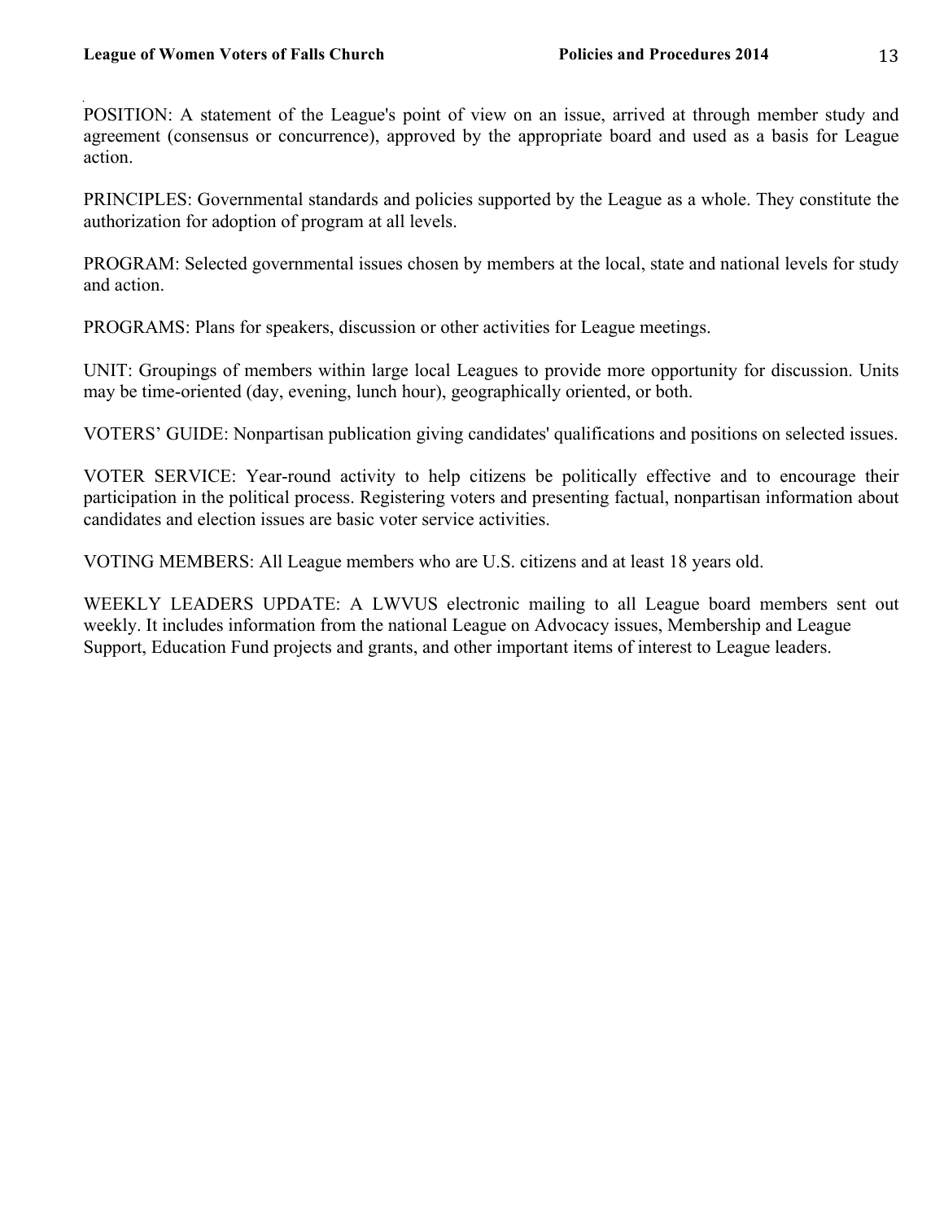POSITION: A statement of the League's point of view on an issue, arrived at through member study and agreement (consensus or concurrence), approved by the appropriate board and used as a basis for League action.

PRINCIPLES: Governmental standards and policies supported by the League as a whole. They constitute the authorization for adoption of program at all levels.

PROGRAM: Selected governmental issues chosen by members at the local, state and national levels for study and action.

PROGRAMS: Plans for speakers, discussion or other activities for League meetings.

UNIT: Groupings of members within large local Leagues to provide more opportunity for discussion. Units may be time-oriented (day, evening, lunch hour), geographically oriented, or both.

VOTERS' GUIDE: Nonpartisan publication giving candidates' qualifications and positions on selected issues.

VOTER SERVICE: Year-round activity to help citizens be politically effective and to encourage their participation in the political process. Registering voters and presenting factual, nonpartisan information about candidates and election issues are basic voter service activities.

VOTING MEMBERS: All League members who are U.S. citizens and at least 18 years old.

WEEKLY LEADERS UPDATE: A LWVUS electronic mailing to all League board members sent out weekly. It includes information from the national League on Advocacy issues, Membership and League Support, Education Fund projects and grants, and other important items of interest to League leaders.